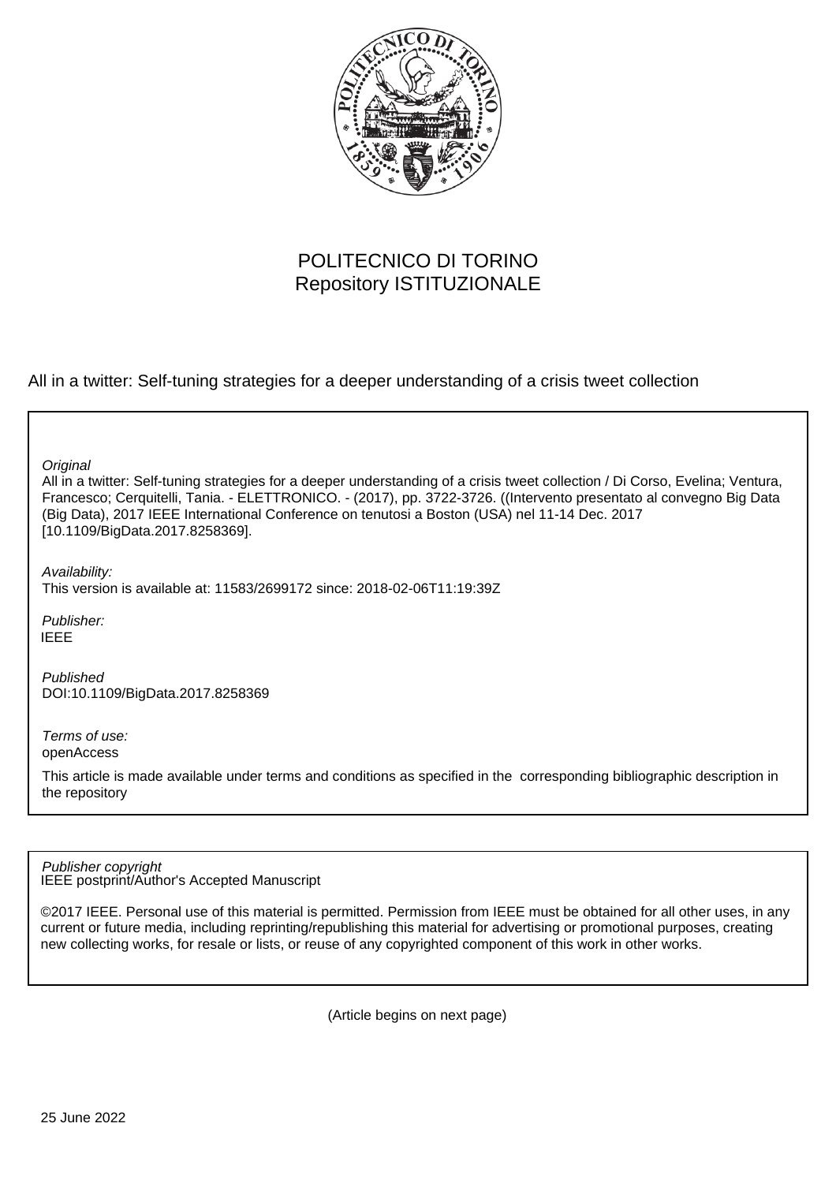POLITECNICO DI TORINO
Repository ISTITUZIONALE

All in a twitter: Self-tuning strategies for a deeper understanding of a crisis tweet collection

*Original*
All in a twitter: Self-tuning strategies for a deeper understanding of a crisis tweet collection / Di Corso, Evelina; Ventura, Francesco; Cerquitelli, Tania. - ELETTRONICO. - (2017), pp. 3722-3726. ((Intervento presentato al convegno Big Data (Big Data), 2017 IEEE International Conference on tenutosi a Boston (USA) nel 11-14 Dec. 2017 [10.1109/BigData.2017.8258369].

*Availability:*
This version is available at: 11583/2699172 since: 2018-02-06T11:19:39Z

*Publisher:*
IEEE

*Published*
DOI:10.1109/BigData.2017.8258369

*Terms of use:*
openAccess

This article is made available under terms and conditions as specified in the corresponding bibliographic description in the repository

*Publisher copyright*
IEEE postprint/Author's Accepted Manuscript

©2017 IEEE. Personal use of this material is permitted. Permission from IEEE must be obtained for all other uses, in any current or future media, including reprinting/republishing this material for advertising or promotional purposes, creating new collecting works, for resale or lists, or reuse of any copyrighted component of this work in other works.

(Article begins on next page)

25 June 2022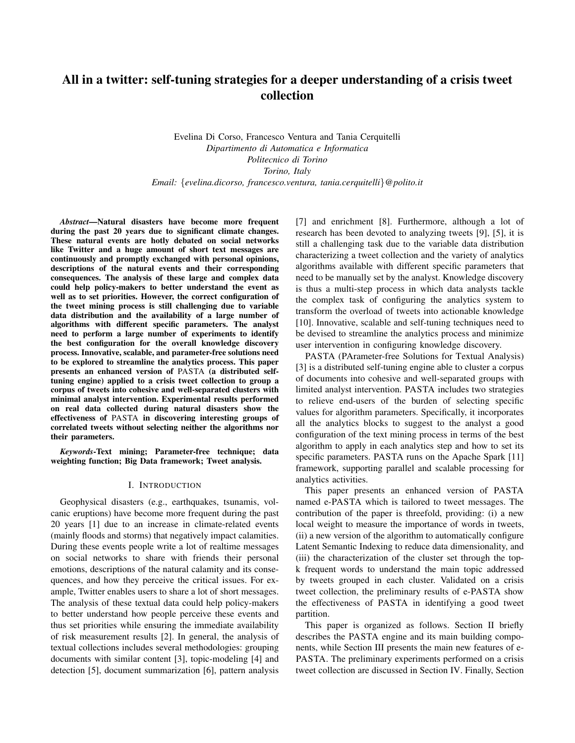# All in a twitter: self-tuning strategies for a deeper understanding of a crisis tweet collection

Evelina Di Corso, Francesco Ventura and Tania Cerquitelli
*Dipartimento di Automatica e Informatica*
*Politecnico di Torino*
*Torino, Italy*
*Email: {evelina.dicorso, francesco.ventura, tania.cerquitelli}@polito.it*

***Abstract*—Natural disasters have become more frequent during the past 20 years due to significant climate changes. These natural events are hotly debated on social networks like Twitter and a huge amount of short text messages are continuously and promptly exchanged with personal opinions, descriptions of the natural events and their corresponding consequences. The analysis of these large and complex data could help policy-makers to better understand the event as well as to set priorities. However, the correct configuration of the tweet mining process is still challenging due to variable data distribution and the availability of a large number of algorithms with different specific parameters. The analyst need to perform a large number of experiments to identify the best configuration for the overall knowledge discovery process. Innovative, scalable, and parameter-free solutions need to be explored to streamline the analytics process. This paper presents an enhanced version of PASTA (a distributed self-tuning engine) applied to a crisis tweet collection to group a corpus of tweets into cohesive and well-separated clusters with minimal analyst intervention. Experimental results performed on real data collected during natural disasters show the effectiveness of PASTA in discovering interesting groups of correlated tweets without selecting neither the algorithms nor their parameters.**

***Keywords*-Text mining; Parameter-free technique; data weighting function; Big Data framework; Tweet analysis.**

## I. Introduction

Geophysical disasters (e.g., earthquakes, tsunamis, volcanic eruptions) have become more frequent during the past 20 years [1] due to an increase in climate-related events (mainly floods and storms) that negatively impact calamities. During these events people write a lot of realtime messages on social networks to share with friends their personal emotions, descriptions of the natural calamity and its consequences, and how they perceive the critical issues. For example, Twitter enables users to share a lot of short messages. The analysis of these textual data could help policy-makers to better understand how people perceive these events and thus set priorities while ensuring the immediate availability of risk measurement results [2]. In general, the analysis of textual collections includes several methodologies: grouping documents with similar content [3], topic-modeling [4] and detection [5], document summarization [6], pattern analysis [7] and enrichment [8]. Furthermore, although a lot of research has been devoted to analyzing tweets [9], [5], it is still a challenging task due to the variable data distribution characterizing a tweet collection and the variety of analytics algorithms available with different specific parameters that need to be manually set by the analyst. Knowledge discovery is thus a multi-step process in which data analysts tackle the complex task of configuring the analytics system to transform the overload of tweets into actionable knowledge [10]. Innovative, scalable and self-tuning techniques need to be devised to streamline the analytics process and minimize user intervention in configuring knowledge discovery.

PASTA (PArameter-free Solutions for Textual Analysis) [3] is a distributed self-tuning engine able to cluster a corpus of documents into cohesive and well-separated groups with limited analyst intervention. PASTA includes two strategies to relieve end-users of the burden of selecting specific values for algorithm parameters. Specifically, it incorporates all the analytics blocks to suggest to the analyst a good configuration of the text mining process in terms of the best algorithm to apply in each analytics step and how to set its specific parameters. PASTA runs on the Apache Spark [11] framework, supporting parallel and scalable processing for analytics activities.

This paper presents an enhanced version of PASTA named e-PASTA which is tailored to tweet messages. The contribution of the paper is threefold, providing: (i) a new local weight to measure the importance of words in tweets, (ii) a new version of the algorithm to automatically configure Latent Semantic Indexing to reduce data dimensionality, and (iii) the characterization of the cluster set through the top-k frequent words to understand the main topic addressed by tweets grouped in each cluster. Validated on a crisis tweet collection, the preliminary results of e-PASTA show the effectiveness of PASTA in identifying a good tweet partition.

This paper is organized as follows. Section II briefly describes the PASTA engine and its main building components, while Section III presents the main new features of e-PASTA. The preliminary experiments performed on a crisis tweet collection are discussed in Section IV. Finally, Section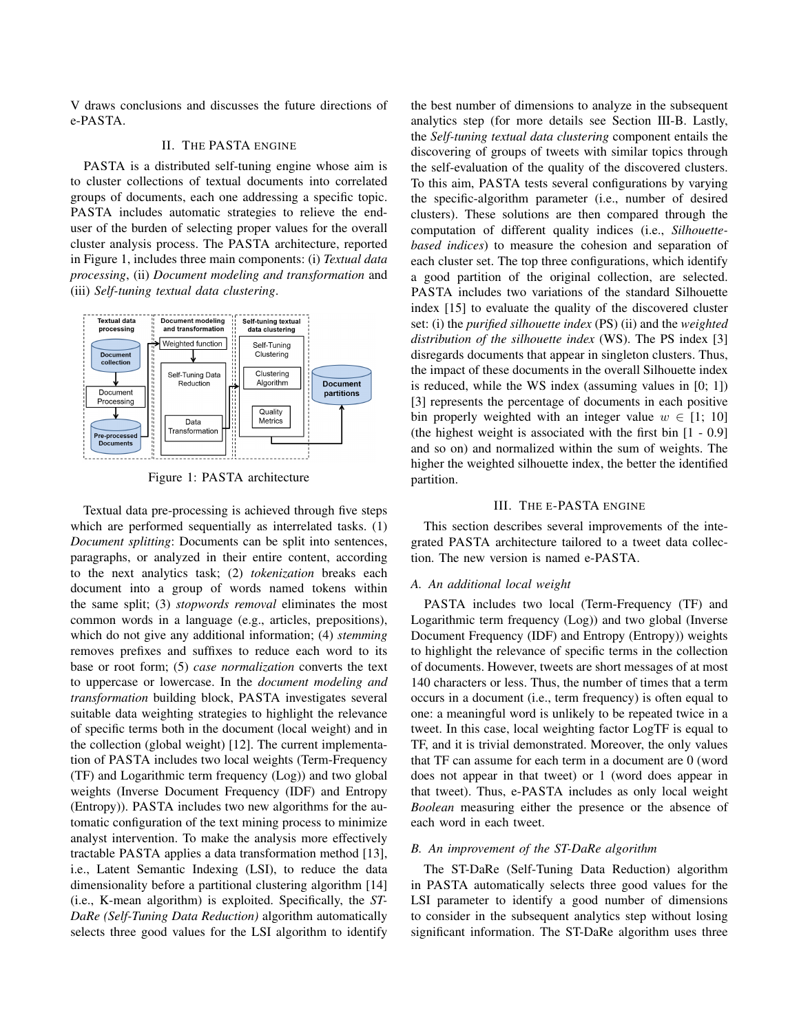V draws conclusions and discusses the future directions of e-PASTA.

## II. The PASTA engine

PASTA is a distributed self-tuning engine whose aim is to cluster collections of textual documents into correlated groups of documents, each one addressing a specific topic. PASTA includes automatic strategies to relieve the end-user of the burden of selecting proper values for the overall cluster analysis process. The PASTA architecture, reported in Figure 1, includes three main components: (i) *Textual data processing*, (ii) *Document modeling and transformation* and (iii) *Self-tuning textual data clustering*.

Figure 1: PASTA architecture

Textual data pre-processing is achieved through five steps which are performed sequentially as interrelated tasks. (1) *Document splitting*: Documents can be split into sentences, paragraphs, or analyzed in their entire content, according to the next analytics task; (2) *tokenization* breaks each document into a group of words named tokens within the same split; (3) *stopwords removal* eliminates the most common words in a language (e.g., articles, prepositions), which do not give any additional information; (4) *stemming* removes prefixes and suffixes to reduce each word to its base or root form; (5) *case normalization* converts the text to uppercase or lowercase. In the *document modeling and transformation* building block, PASTA investigates several suitable data weighting strategies to highlight the relevance of specific terms both in the document (local weight) and in the collection (global weight) [12]. The current implementation of PASTA includes two local weights (Term-Frequency (TF) and Logarithmic term frequency (Log)) and two global weights (Inverse Document Frequency (IDF) and Entropy (Entropy)). PASTA includes two new algorithms for the automatic configuration of the text mining process to minimize analyst intervention. To make the analysis more effectively tractable PASTA applies a data transformation method [13], i.e., Latent Semantic Indexing (LSI), to reduce the data dimensionality before a partitional clustering algorithm [14] (i.e., K-mean algorithm) is exploited. Specifically, the *ST-DaRe (Self-Tuning Data Reduction)* algorithm automatically selects three good values for the LSI algorithm to identify the best number of dimensions to analyze in the subsequent analytics step (for more details see Section III-B. Lastly, the *Self-tuning textual data clustering* component entails the discovering of groups of tweets with similar topics through the self-evaluation of the quality of the discovered clusters. To this aim, PASTA tests several configurations by varying the specific-algorithm parameter (i.e., number of desired clusters). These solutions are then compared through the computation of different quality indices (i.e., *Silhouette-based indices*) to measure the cohesion and separation of each cluster set. The top three configurations, which identify a good partition of the original collection, are selected. PASTA includes two variations of the standard Silhouette index [15] to evaluate the quality of the discovered cluster set: (i) the *purified silhouette index* (PS) (ii) and the *weighted distribution of the silhouette index* (WS). The PS index [3] disregards documents that appear in singleton clusters. Thus, the impact of these documents in the overall Silhouette index is reduced, while the WS index (assuming values in [0; 1]) [3] represents the percentage of documents in each positive bin properly weighted with an integer value $w \in [1; 10]$ (the highest weight is associated with the first bin [1 - 0.9] and so on) and normalized within the sum of weights. The higher the weighted silhouette index, the better the identified partition.

## III. The e-PASTA engine

This section describes several improvements of the integrated PASTA architecture tailored to a tweet data collection. The new version is named e-PASTA.

### A. An additional local weight

PASTA includes two local (Term-Frequency (TF) and Logarithmic term frequency (Log)) and two global (Inverse Document Frequency (IDF) and Entropy (Entropy)) weights to highlight the relevance of specific terms in the collection of documents. However, tweets are short messages of at most 140 characters or less. Thus, the number of times that a term occurs in a document (i.e., term frequency) is often equal to one: a meaningful word is unlikely to be repeated twice in a tweet. In this case, local weighting factor LogTF is equal to TF, and it is trivial demonstrated. Moreover, the only values that TF can assume for each term in a document are 0 (word does not appear in that tweet) or 1 (word does appear in that tweet). Thus, e-PASTA includes as only local weight *Boolean* measuring either the presence or the absence of each word in each tweet.

### B. An improvement of the ST-DaRe algorithm

The ST-DaRe (Self-Tuning Data Reduction) algorithm in PASTA automatically selects three good values for the LSI parameter to identify a good number of dimensions to consider in the subsequent analytics step without losing significant information. The ST-DaRe algorithm uses three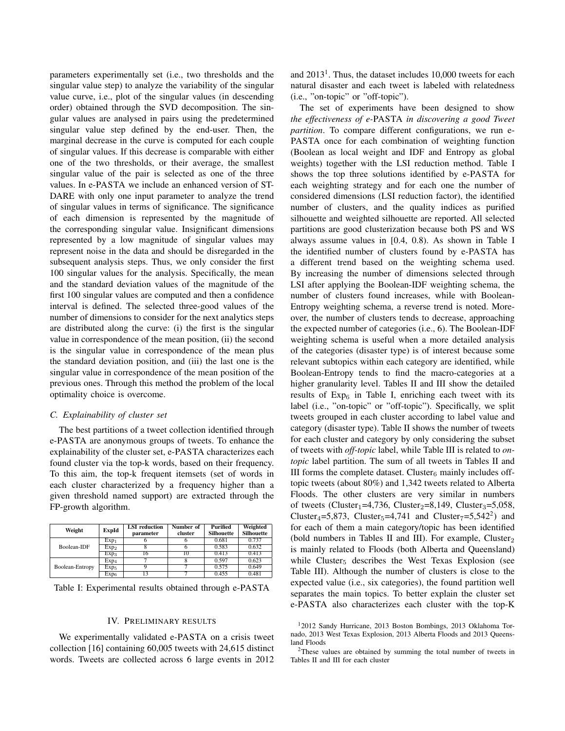parameters experimentally set (i.e., two thresholds and the singular value step) to analyze the variability of the singular value curve, i.e., plot of the singular values (in descending order) obtained through the SVD decomposition. The singular values are analysed in pairs using the predetermined singular value step defined by the end-user. Then, the marginal decrease in the curve is computed for each couple of singular values. If this decrease is comparable with either one of the two thresholds, or their average, the smallest singular value of the pair is selected as one of the three values. In e-PASTA we include an enhanced version of ST-DARE with only one input parameter to analyze the trend of singular values in terms of significance. The significance of each dimension is represented by the magnitude of the corresponding singular value. Insignificant dimensions represented by a low magnitude of singular values may represent noise in the data and should be disregarded in the subsequent analysis steps. Thus, we only consider the first 100 singular values for the analysis. Specifically, the mean and the standard deviation values of the magnitude of the first 100 singular values are computed and then a confidence interval is defined. The selected three-good values of the number of dimensions to consider for the next analytics steps are distributed along the curve: (i) the first is the singular value in correspondence of the mean position, (ii) the second is the singular value in correspondence of the mean plus the standard deviation position, and (iii) the last one is the singular value in correspondence of the mean position of the previous ones. Through this method the problem of the local optimality choice is overcome.

### C. Explainability of cluster set

The best partitions of a tweet collection identified through e-PASTA are anonymous groups of tweets. To enhance the explainability of the cluster set, e-PASTA characterizes each found cluster via the top-k words, based on their frequency. To this aim, the top-k frequent itemsets (set of words in each cluster characterized by a frequency higher than a given threshold named support) are extracted through the FP-growth algorithm.

| Weight | ExpId | LSI reduction parameter | Number of cluster | Purified Silhouette | Weighted Silhouette |
|---|---|---|---|---|---|
| Boolean-IDF | $Exp_1$ | 6 | 6 | 0.681 | 0.737 |
| | $Exp_2$ | 8 | 6 | 0.583 | 0.632 |
| | $Exp_3$ | 16 | 10 | 0.413 | 0.413 |
| Boolean-Entropy | $Exp_4$ | 7 | 8 | 0.597 | 0.623 |
| | $Exp_5$ | 9 | 7 | 0.575 | 0.649 |
| | $Exp_6$ | 13 | 7 | 0.455 | 0.481 |

Table I: Experimental results obtained through e-PASTA

## IV. Preliminary results

We experimentally validated e-PASTA on a crisis tweet collection [16] containing 60,005 tweets with 24,615 distinct words. Tweets are collected across 6 large events in 2012 and 2013[1]. Thus, the dataset includes 10,000 tweets for each natural disaster and each tweet is labeled with relatedness (i.e., "on-topic" or "off-topic").

The set of experiments have been designed to show *the effectiveness of e-*PASTA *in discovering a good Tweet partition*. To compare different configurations, we run e-PASTA once for each combination of weighting function (Boolean as local weight and IDF and Entropy as global weights) together with the LSI reduction method. Table I shows the top three solutions identified by e-PASTA for each weighting strategy and for each one the number of considered dimensions (LSI reduction factor), the identified number of clusters, and the quality indices as purified silhouette and weighted silhouette are reported. All selected partitions are good clusterization because both PS and WS always assume values in [0.4, 0.8). As shown in Table I the identified number of clusters found by e-PASTA has a different trend based on the weighting schema used. By increasing the number of dimensions selected through LSI after applying the Boolean-IDF weighting schema, the number of clusters found increases, while with Boolean-Entropy weighting schema, a reverse trend is noted. Moreover, the number of clusters tends to decrease, approaching the expected number of categories (i.e., 6). The Boolean-IDF weighting schema is useful when a more detailed analysis of the categories (disaster type) is of interest because some relevant subtopics within each category are identified, while Boolean-Entropy tends to find the macro-categories at a higher granularity level. Tables II and III show the detailed results of $Exp_6$ in Table I, enriching each tweet with its label (i.e., "on-topic" or "off-topic"). Specifically, we split tweets grouped in each cluster according to label value and category (disaster type). Table II shows the number of tweets for each cluster and category by only considering the subset of tweets with *off-topic* label, while Table III is related to *on-topic* label partition. The sum of all tweets in Tables II and III forms the complete dataset. $Cluster_6$ mainly includes off-topic tweets (about 80%) and 1,342 tweets related to Alberta Floods. The other clusters are very similar in numbers of tweets ($Cluster_1$=4,736, $Cluster_2$=8,149, $Cluster_3$=5,058, $Cluster_4$=5,873, $Cluster_5$=4,741 and $Cluster_7$=5,542[2]) and for each of them a main category/topic has been identified (bold numbers in Tables II and III). For example, $Cluster_2$ is mainly related to Floods (both Alberta and Queensland) while $Cluster_5$ describes the West Texas Explosion (see Table III). Although the number of clusters is close to the expected value (i.e., six categories), the found partition well separates the main topics. To better explain the cluster set e-PASTA also characterizes each cluster with the top-K

[1] 2012 Sandy Hurricane, 2013 Boston Bombings, 2013 Oklahoma Tornado, 2013 West Texas Explosion, 2013 Alberta Floods and 2013 Queensland Floods

[2] These values are obtained by summing the total number of tweets in Tables II and III for each cluster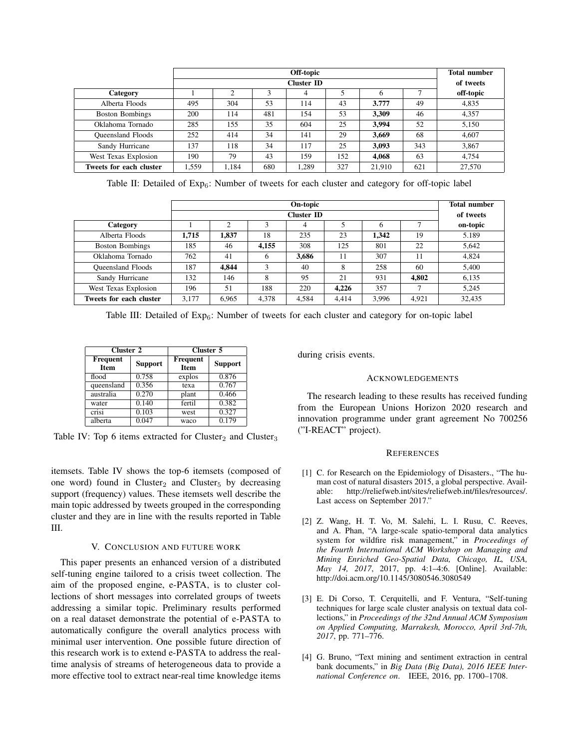| | Off-topic | | | | | | | Total number |
|---|---|---|---|---|---|---|---|---|
| | Cluster ID | | | | | | | of tweets |
| **Category** | 1 | 2 | 3 | 4 | 5 | 6 | 7 | **off-topic** |
| Alberta Floods | 495 | 304 | 53 | 114 | 43 | **3.777** | 49 | 4,835 |
| Boston Bombings | 200 | 114 | 481 | 154 | 53 | **3,309** | 46 | 4,357 |
| Oklahoma Tornado | 285 | 155 | 35 | 604 | 25 | **3,994** | 52 | 5,150 |
| Queensland Floods | 252 | 414 | 34 | 141 | 29 | **3,669** | 68 | 4,607 |
| Sandy Hurricane | 137 | 118 | 34 | 117 | 25 | **3,093** | 343 | 3,867 |
| West Texas Explosion | 190 | 79 | 43 | 159 | 152 | **4,068** | 63 | 4,754 |
| **Tweets for each cluster** | 1,559 | 1,184 | 680 | 1,289 | 327 | 21,910 | 621 | 27,570 |

Table II: Detailed of $\text{Exp}_6$: Number of tweets for each cluster and category for off-topic label

| | On-topic | | | | | | | Total number |
|---|---|---|---|---|---|---|---|---|
| | Cluster ID | | | | | | | of tweets |
| **Category** | 1 | 2 | 3 | 4 | 5 | 6 | 7 | **on-topic** |
| Alberta Floods | **1,715** | **1,837** | 18 | 235 | 23 | **1,342** | 19 | 5.189 |
| Boston Bombings | 185 | 46 | **4,155** | 308 | 125 | 801 | 22 | 5,642 |
| Oklahoma Tornado | 762 | 41 | 6 | **3,686** | 11 | 307 | 11 | 4,824 |
| Queensland Floods | 187 | **4,844** | 3 | 40 | 8 | 258 | 60 | 5,400 |
| Sandy Hurricane | 132 | 146 | 8 | 95 | 21 | 931 | **4,802** | 6,135 |
| West Texas Explosion | 196 | 51 | 188 | 220 | **4,226** | 357 | 7 | 5,245 |
| **Tweets for each cluster** | 3,177 | 6,965 | 4,378 | 4,584 | 4,414 | 3,996 | 4,921 | 32,435 |

Table III: Detailed of $\text{Exp}_6$: Number of tweets for each cluster and category for on-topic label

| Cluster 2 | | Cluster 5 | |
|---|---|---|---|
| **Frequent Item** | **Support** | **Frequent Item** | **Support** |
| flood | 0.758 | explos | 0.876 |
| queensland | 0.356 | texa | 0.767 |
| australia | 0.270 | plant | 0.466 |
| water | 0.140 | fertil | 0.382 |
| crisi | 0.103 | west | 0.327 |
| alberta | 0.047 | waco | 0.179 |

Table IV: Top 6 items extracted for $\text{Cluster}_2$ and $\text{Cluster}_3$

itemsets. Table IV shows the top-6 itemsets (composed of one word) found in $\text{Cluster}_2$ and $\text{Cluster}_5$ by decreasing support (frequency) values. These itemsets well describe the main topic addressed by tweets grouped in the corresponding cluster and they are in line with the results reported in Table III.

## V. Conclusion and future work

This paper presents an enhanced version of a distributed self-tuning engine tailored to a crisis tweet collection. The aim of the proposed engine, e-PASTA, is to cluster collections of short messages into correlated groups of tweets addressing a similar topic. Preliminary results performed on a real dataset demonstrate the potential of e-PASTA to automatically configure the overall analytics process with minimal user intervention. One possible future direction of this research work is to extend e-PASTA to address the real-time analysis of streams of heterogeneous data to provide a more effective tool to extract near-real time knowledge items during crisis events.

## Acknowledgements

The research leading to these results has received funding from the European Unions Horizon 2020 research and innovation programme under grant agreement No 700256 ("I-REACT" project).

## References

[1] C. for Research on the Epidemiology of Disasters., "The human cost of natural disasters 2015, a global perspective. Available: http://reliefweb.int/sites/reliefweb.int/files/resources/. Last access on September 2017."

[2] Z. Wang, H. T. Vo, M. Salehi, L. I. Rusu, C. Reeves, and A. Phan, "A large-scale spatio-temporal data analytics system for wildfire risk management," in *Proceedings of the Fourth International ACM Workshop on Managing and Mining Enriched Geo-Spatial Data, Chicago, IL, USA, May 14, 2017*, 2017, pp. 4:1–4:6. [Online]. Available: http://doi.acm.org/10.1145/3080546.3080549

[3] E. Di Corso, T. Cerquitelli, and F. Ventura, "Self-tuning techniques for large scale cluster analysis on textual data collections," in *Proceedings of the 32nd Annual ACM Symposium on Applied Computing, Marrakesh, Morocco, April 3rd-7th, 2017*, pp. 771–776.

[4] G. Bruno, "Text mining and sentiment extraction in central bank documents," in *Big Data (Big Data), 2016 IEEE International Conference on*. IEEE, 2016, pp. 1700–1708.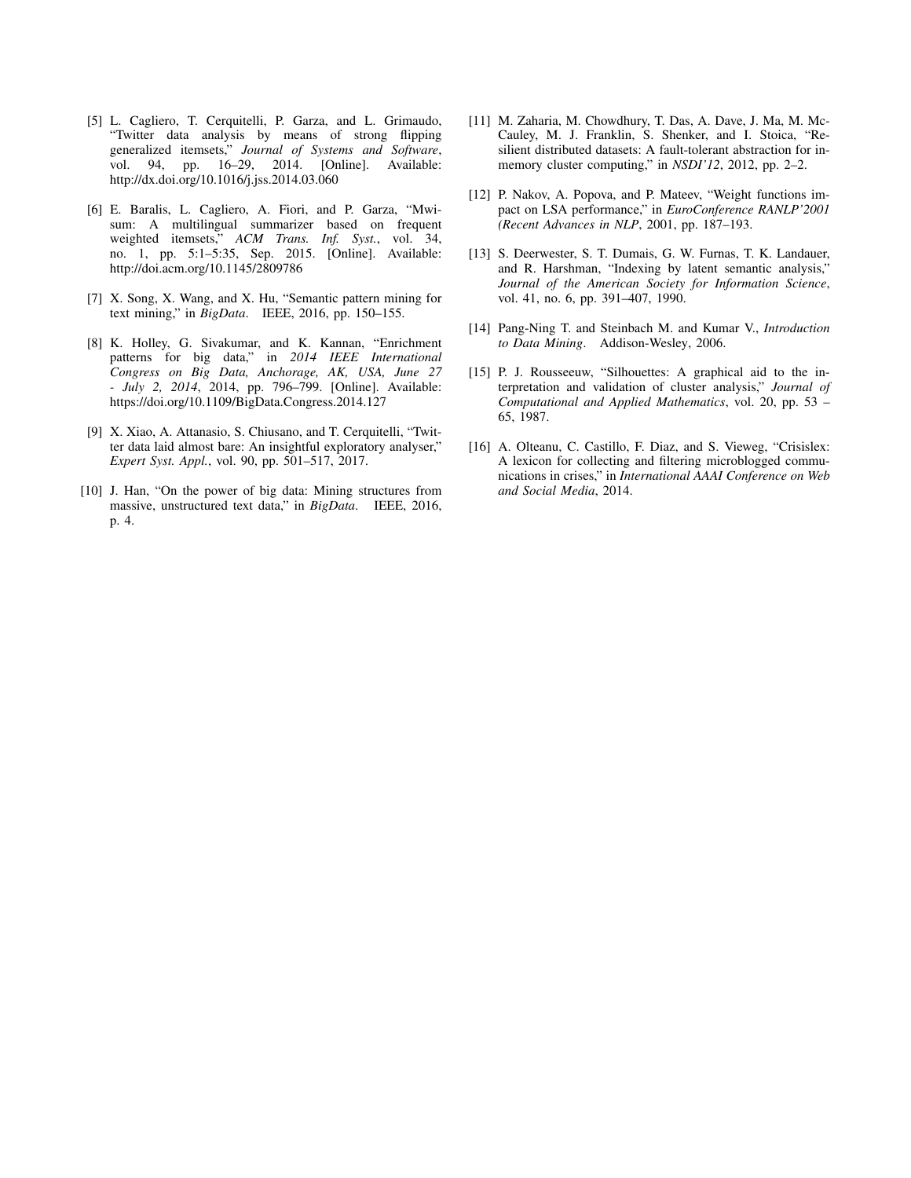[5] L. Cagliero, T. Cerquitelli, P. Garza, and L. Grimaudo, "Twitter data analysis by means of strong flipping generalized itemsets," *Journal of Systems and Software*, vol. 94, pp. 16–29, 2014. [Online]. Available: http://dx.doi.org/10.1016/j.jss.2014.03.060

[6] E. Baralis, L. Cagliero, A. Fiori, and P. Garza, "Mwi-sum: A multilingual summarizer based on frequent weighted itemsets," *ACM Trans. Inf. Syst.*, vol. 34, no. 1, pp. 5:1–5:35, Sep. 2015. [Online]. Available: http://doi.acm.org/10.1145/2809786

[7] X. Song, X. Wang, and X. Hu, "Semantic pattern mining for text mining," in *BigData*. IEEE, 2016, pp. 150–155.

[8] K. Holley, G. Sivakumar, and K. Kannan, "Enrichment patterns for big data," in *2014 IEEE International Congress on Big Data, Anchorage, AK, USA, June 27 - July 2, 2014*, 2014, pp. 796–799. [Online]. Available: https://doi.org/10.1109/BigData.Congress.2014.127

[9] X. Xiao, A. Attanasio, S. Chiusano, and T. Cerquitelli, "Twitter data laid almost bare: An insightful exploratory analyser," *Expert Syst. Appl.*, vol. 90, pp. 501–517, 2017.

[10] J. Han, "On the power of big data: Mining structures from massive, unstructured text data," in *BigData*. IEEE, 2016, p. 4.

[11] M. Zaharia, M. Chowdhury, T. Das, A. Dave, J. Ma, M. Mc-Cauley, M. J. Franklin, S. Shenker, and I. Stoica, "Resilient distributed datasets: A fault-tolerant abstraction for in-memory cluster computing," in *NSDI'12*, 2012, pp. 2–2.

[12] P. Nakov, A. Popova, and P. Mateev, "Weight functions impact on LSA performance," in *EuroConference RANLP'2001 (Recent Advances in NLP*, 2001, pp. 187–193.

[13] S. Deerwester, S. T. Dumais, G. W. Furnas, T. K. Landauer, and R. Harshman, "Indexing by latent semantic analysis," *Journal of the American Society for Information Science*, vol. 41, no. 6, pp. 391–407, 1990.

[14] Pang-Ning T. and Steinbach M. and Kumar V., *Introduction to Data Mining*. Addison-Wesley, 2006.

[15] P. J. Rousseeuw, "Silhouettes: A graphical aid to the interpretation and validation of cluster analysis," *Journal of Computational and Applied Mathematics*, vol. 20, pp. 53 – 65, 1987.

[16] A. Olteanu, C. Castillo, F. Diaz, and S. Vieweg, "Crisislex: A lexicon for collecting and filtering microblogged communications in crises," in *International AAAI Conference on Web and Social Media*, 2014.